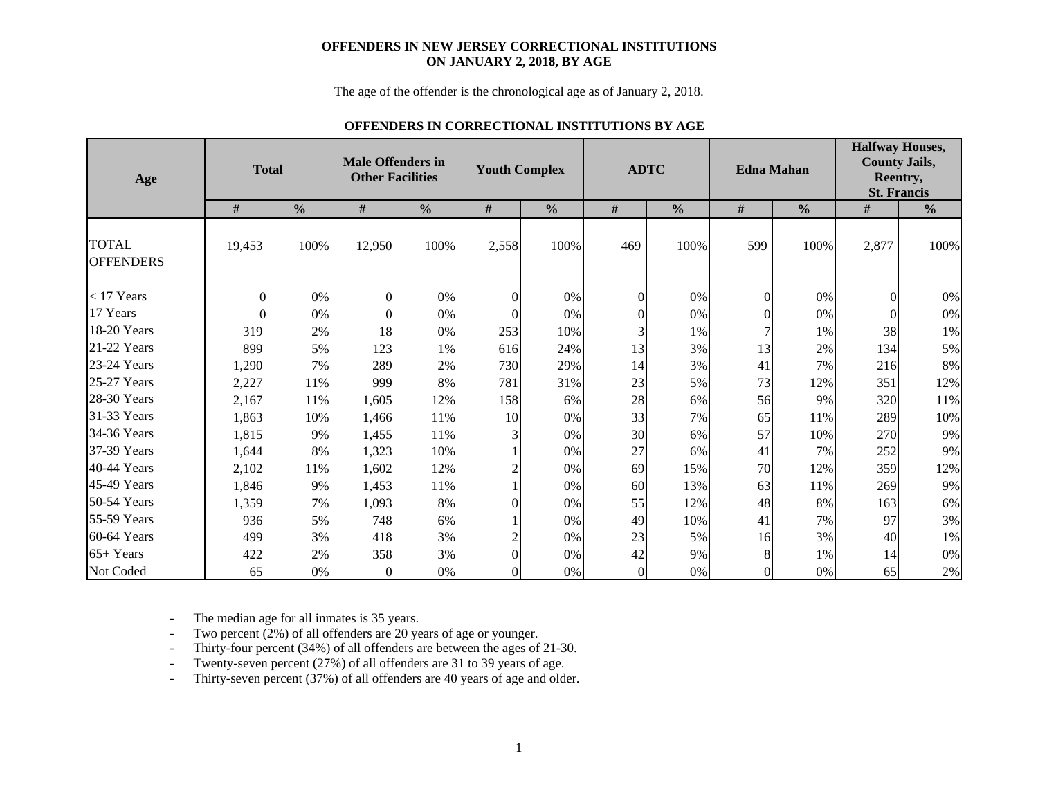# OFFENDERS IN NEW JERSEY CORRECTIONAL INSTITUTIONS ON JANUARY 2, 2018, BY AGE

The age of the offender is the chronological age as of January 2, 2018.

## OFFENDERS IN CORRECTIONAL INSTITUTIONS BY AGE

| Age | Total | | Male Offenders in Other Facilities | | Youth Complex | | ADTC | | Edna Mahan | | Halfway Houses, County Jails, Reentry, St. Francis | |
|---|---|---|---|---|---|---|---|---|---|---|---|---|
| | # | % | # | % | # | % | # | % | # | % | # | % |
| TOTAL OFFENDERS | 19,453 | 100% | 12,950 | 100% | 2,558 | 100% | 469 | 100% | 599 | 100% | 2,877 | 100% |
| < 17 Years | 0 | 0% | 0 | 0% | 0 | 0% | 0 | 0% | 0 | 0% | 0 | 0% |
| 17 Years | 0 | 0% | 0 | 0% | 0 | 0% | 0 | 0% | 0 | 0% | 0 | 0% |
| 18-20 Years | 319 | 2% | 18 | 0% | 253 | 10% | 3 | 1% | 7 | 1% | 38 | 1% |
| 21-22 Years | 899 | 5% | 123 | 1% | 616 | 24% | 13 | 3% | 13 | 2% | 134 | 5% |
| 23-24 Years | 1,290 | 7% | 289 | 2% | 730 | 29% | 14 | 3% | 41 | 7% | 216 | 8% |
| 25-27 Years | 2,227 | 11% | 999 | 8% | 781 | 31% | 23 | 5% | 73 | 12% | 351 | 12% |
| 28-30 Years | 2,167 | 11% | 1,605 | 12% | 158 | 6% | 28 | 6% | 56 | 9% | 320 | 11% |
| 31-33 Years | 1,863 | 10% | 1,466 | 11% | 10 | 0% | 33 | 7% | 65 | 11% | 289 | 10% |
| 34-36 Years | 1,815 | 9% | 1,455 | 11% | 3 | 0% | 30 | 6% | 57 | 10% | 270 | 9% |
| 37-39 Years | 1,644 | 8% | 1,323 | 10% | 1 | 0% | 27 | 6% | 41 | 7% | 252 | 9% |
| 40-44 Years | 2,102 | 11% | 1,602 | 12% | 2 | 0% | 69 | 15% | 70 | 12% | 359 | 12% |
| 45-49 Years | 1,846 | 9% | 1,453 | 11% | 1 | 0% | 60 | 13% | 63 | 11% | 269 | 9% |
| 50-54 Years | 1,359 | 7% | 1,093 | 8% | 0 | 0% | 55 | 12% | 48 | 8% | 163 | 6% |
| 55-59 Years | 936 | 5% | 748 | 6% | 1 | 0% | 49 | 10% | 41 | 7% | 97 | 3% |
| 60-64 Years | 499 | 3% | 418 | 3% | 2 | 0% | 23 | 5% | 16 | 3% | 40 | 1% |
| 65+ Years | 422 | 2% | 358 | 3% | 0 | 0% | 42 | 9% | 8 | 1% | 14 | 0% |
| Not Coded | 65 | 0% | 0 | 0% | 0 | 0% | 0 | 0% | 0 | 0% | 65 | 2% |

- The median age for all inmates is 35 years.
- Two percent (2%) of all offenders are 20 years of age or younger.
- Thirty-four percent (34%) of all offenders are between the ages of 21-30.
- Twenty-seven percent (27%) of all offenders are 31 to 39 years of age.
- Thirty-seven percent (37%) of all offenders are 40 years of age and older.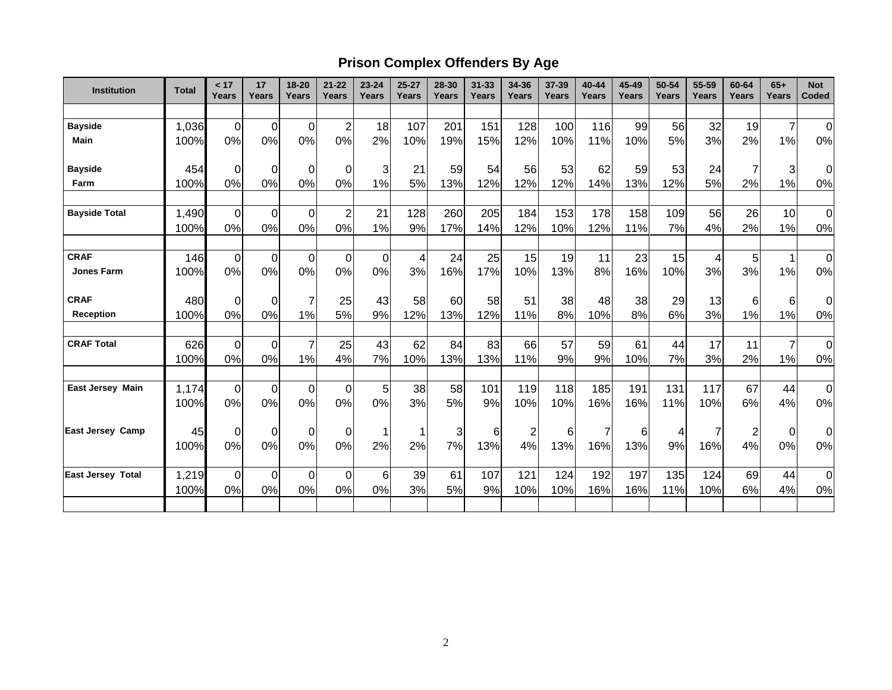## Prison Complex Offenders By Age

| Institution | Total | < 17 Years | 17 Years | 18-20 Years | 21-22 Years | 23-24 Years | 25-27 Years | 28-30 Years | 31-33 Years | 34-36 Years | 37-39 Years | 40-44 Years | 45-49 Years | 50-54 Years | 55-59 Years | 60-64 Years | 65+ Years | Not Coded |
|---|---|---|---|---|---|---|---|---|---|---|---|---|---|---|---|---|---|---|
| **Bayside Main** | 1,036 | 0 | 0 | 0 | 2 | 18 | 107 | 201 | 151 | 128 | 100 | 116 | 99 | 56 | 32 | 19 | 7 | 0 |
| | 100% | 0% | 0% | 0% | 0% | 2% | 10% | 19% | 15% | 12% | 10% | 11% | 10% | 5% | 3% | 2% | 1% | 0% |
| **Bayside Farm** | 454 | 0 | 0 | 0 | 0 | 3 | 21 | 59 | 54 | 56 | 53 | 62 | 59 | 53 | 24 | 7 | 3 | 0 |
| | 100% | 0% | 0% | 0% | 0% | 1% | 5% | 13% | 12% | 12% | 12% | 14% | 13% | 12% | 5% | 2% | 1% | 0% |
| **Bayside Total** | 1,490 | 0 | 0 | 0 | 2 | 21 | 128 | 260 | 205 | 184 | 153 | 178 | 158 | 109 | 56 | 26 | 10 | 0 |
| | 100% | 0% | 0% | 0% | 0% | 1% | 9% | 17% | 14% | 12% | 10% | 12% | 11% | 7% | 4% | 2% | 1% | 0% |
| **CRAF Jones Farm** | 146 | 0 | 0 | 0 | 0 | 0 | 4 | 24 | 25 | 15 | 19 | 11 | 23 | 15 | 4 | 5 | 1 | 0 |
| | 100% | 0% | 0% | 0% | 0% | 0% | 3% | 16% | 17% | 10% | 13% | 8% | 16% | 10% | 3% | 3% | 1% | 0% |
| **CRAF Reception** | 480 | 0 | 0 | 7 | 25 | 43 | 58 | 60 | 58 | 51 | 38 | 48 | 38 | 29 | 13 | 6 | 6 | 0 |
| | 100% | 0% | 0% | 1% | 5% | 9% | 12% | 13% | 12% | 11% | 8% | 10% | 8% | 6% | 3% | 1% | 1% | 0% |
| **CRAF Total** | 626 | 0 | 0 | 7 | 25 | 43 | 62 | 84 | 83 | 66 | 57 | 59 | 61 | 44 | 17 | 11 | 7 | 0 |
| | 100% | 0% | 0% | 1% | 4% | 7% | 10% | 13% | 13% | 11% | 9% | 9% | 10% | 7% | 3% | 2% | 1% | 0% |
| **East Jersey Main** | 1,174 | 0 | 0 | 0 | 0 | 5 | 38 | 58 | 101 | 119 | 118 | 185 | 191 | 131 | 117 | 67 | 44 | 0 |
| | 100% | 0% | 0% | 0% | 0% | 0% | 3% | 5% | 9% | 10% | 10% | 16% | 16% | 11% | 10% | 6% | 4% | 0% |
| **East Jersey Camp** | 45 | 0 | 0 | 0 | 0 | 1 | 1 | 3 | 6 | 2 | 6 | 7 | 6 | 4 | 7 | 2 | 0 | 0 |
| | 100% | 0% | 0% | 0% | 0% | 2% | 2% | 7% | 13% | 4% | 13% | 16% | 13% | 9% | 16% | 4% | 0% | 0% |
| **East Jersey Total** | 1,219 | 0 | 0 | 0 | 0 | 6 | 39 | 61 | 107 | 121 | 124 | 192 | 197 | 135 | 124 | 69 | 44 | 0 |
| | 100% | 0% | 0% | 0% | 0% | 0% | 3% | 5% | 9% | 10% | 10% | 16% | 16% | 11% | 10% | 6% | 4% | 0% |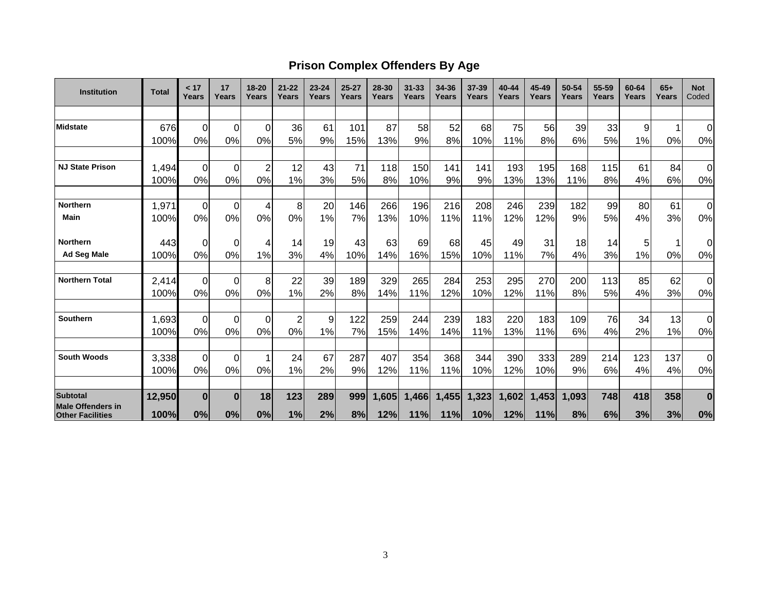## Prison Complex Offenders By Age

| Institution | Total | < 17 Years | 17 Years | 18-20 Years | 21-22 Years | 23-24 Years | 25-27 Years | 28-30 Years | 31-33 Years | 34-36 Years | 37-39 Years | 40-44 Years | 45-49 Years | 50-54 Years | 55-59 Years | 60-64 Years | 65+ Years | Not Coded |
|---|---|---|---|---|---|---|---|---|---|---|---|---|---|---|---|---|---|---|
| Midstate | 676 | 0 | 0 | 0 | 36 | 61 | 101 | 87 | 58 | 52 | 68 | 75 | 56 | 39 | 33 | 9 | 1 | 0 |
| | 100% | 0% | 0% | 0% | 5% | 9% | 15% | 13% | 9% | 8% | 10% | 11% | 8% | 6% | 5% | 1% | 0% | 0% |
| NJ State Prison | 1,494 | 0 | 0 | 2 | 12 | 43 | 71 | 118 | 150 | 141 | 141 | 193 | 195 | 168 | 115 | 61 | 84 | 0 |
| | 100% | 0% | 0% | 0% | 1% | 3% | 5% | 8% | 10% | 9% | 9% | 13% | 13% | 11% | 8% | 4% | 6% | 0% |
| Northern Main | 1,971 | 0 | 0 | 4 | 8 | 20 | 146 | 266 | 196 | 216 | 208 | 246 | 239 | 182 | 99 | 80 | 61 | 0 |
| | 100% | 0% | 0% | 0% | 0% | 1% | 7% | 13% | 10% | 11% | 11% | 12% | 12% | 9% | 5% | 4% | 3% | 0% |
| Northern Ad Seg Male | 443 | 0 | 0 | 4 | 14 | 19 | 43 | 63 | 69 | 68 | 45 | 49 | 31 | 18 | 14 | 5 | 1 | 0 |
| | 100% | 0% | 0% | 1% | 3% | 4% | 10% | 14% | 16% | 15% | 10% | 11% | 7% | 4% | 3% | 1% | 0% | 0% |
| Northern Total | 2,414 | 0 | 0 | 8 | 22 | 39 | 189 | 329 | 265 | 284 | 253 | 295 | 270 | 200 | 113 | 85 | 62 | 0 |
| | 100% | 0% | 0% | 0% | 1% | 2% | 8% | 14% | 11% | 12% | 10% | 12% | 11% | 8% | 5% | 4% | 3% | 0% |
| Southern | 1,693 | 0 | 0 | 0 | 2 | 9 | 122 | 259 | 244 | 239 | 183 | 220 | 183 | 109 | 76 | 34 | 13 | 0 |
| | 100% | 0% | 0% | 0% | 0% | 1% | 7% | 15% | 14% | 14% | 11% | 13% | 11% | 6% | 4% | 2% | 1% | 0% |
| South Woods | 3,338 | 0 | 0 | 1 | 24 | 67 | 287 | 407 | 354 | 368 | 344 | 390 | 333 | 289 | 214 | 123 | 137 | 0 |
| | 100% | 0% | 0% | 0% | 1% | 2% | 9% | 12% | 11% | 11% | 10% | 12% | 10% | 9% | 6% | 4% | 4% | 0% |
| **Subtotal** | **12,950** | **0** | **0** | **18** | **123** | **289** | **999** | **1,605** | **1,466** | **1,455** | **1,323** | **1,602** | **1,453** | **1,093** | **748** | **418** | **358** | **0** |
| **Male Offenders in Other Facilities** | **100%** | **0%** | **0%** | **0%** | **1%** | **2%** | **8%** | **12%** | **11%** | **11%** | **10%** | **12%** | **11%** | **8%** | **6%** | **3%** | **3%** | **0%** |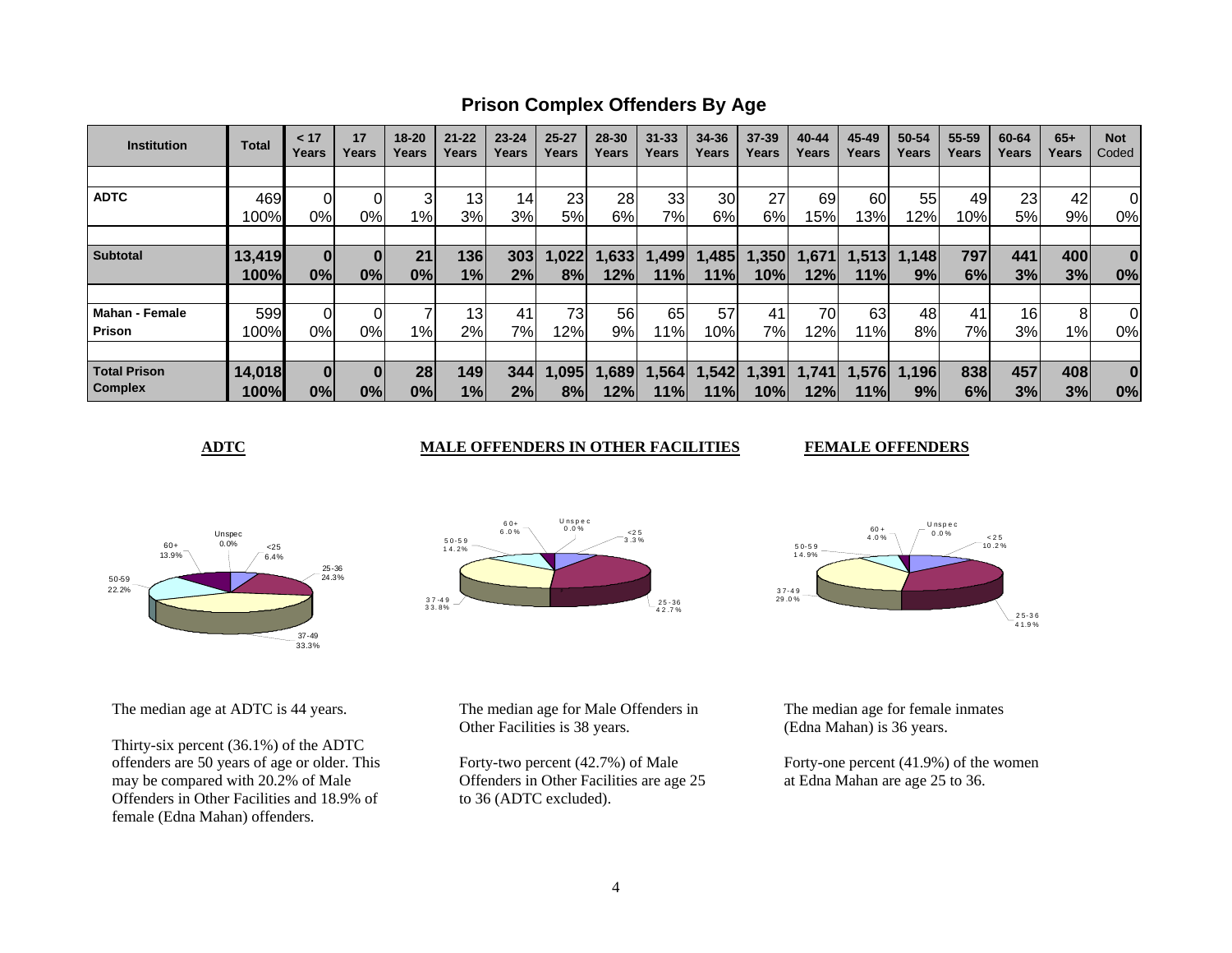## Prison Complex Offenders By Age

| Institution | Total | < 17 Years | 17 Years | 18-20 Years | 21-22 Years | 23-24 Years | 25-27 Years | 28-30 Years | 31-33 Years | 34-36 Years | 37-39 Years | 40-44 Years | 45-49 Years | 50-54 Years | 55-59 Years | 60-64 Years | 65+ Years | Not Coded |
|---|---|---|---|---|---|---|---|---|---|---|---|---|---|---|---|---|---|---|
| **ADTC** | 469 | 0 | 0 | 3 | 13 | 14 | 23 | 28 | 33 | 30 | 27 | 69 | 60 | 55 | 49 | 23 | 42 | 0 |
| | 100% | 0% | 0% | 1% | 3% | 3% | 5% | 6% | 7% | 6% | 6% | 15% | 13% | 12% | 10% | 5% | 9% | 0% |
| **Subtotal** | **13,419** | **0** | **0** | **21** | **136** | **303** | **1,022** | **1,633** | **1,499** | **1,485** | **1,350** | **1,671** | **1,513** | **1,148** | **797** | **441** | **400** | **0** |
| | **100%** | **0%** | **0%** | **0%** | **1%** | **2%** | **8%** | **12%** | **11%** | **11%** | **10%** | **12%** | **11%** | **9%** | **6%** | **3%** | **3%** | **0%** |
| **Mahan - Female Prison** | 599 | 0 | 0 | 7 | 13 | 41 | 73 | 56 | 65 | 57 | 41 | 70 | 63 | 48 | 41 | 16 | 8 | 0 |
| | 100% | 0% | 0% | 1% | 2% | 7% | 12% | 9% | 11% | 10% | 7% | 12% | 11% | 8% | 7% | 3% | 1% | 0% |
| **Total Prison Complex** | **14,018** | **0** | **0** | **28** | **149** | **344** | **1,095** | **1,689** | **1,564** | **1,542** | **1,391** | **1,741** | **1,576** | **1,196** | **838** | **457** | **408** | **0** |
| | **100%** | **0%** | **0%** | **0%** | **1%** | **2%** | **8%** | **12%** | **11%** | **11%** | **10%** | **12%** | **11%** | **9%** | **6%** | **3%** | **3%** | **0%** |

**ADTC**

Unspec 0.0%; <25 6.4%; 25-36 24.3%; 37-49 33.3%; 50-59 22.2%; 60+ 13.9%

The median age at ADTC is 44 years.

Thirty-six percent (36.1%) of the ADTC offenders are 50 years of age or older. This may be compared with 20.2% of Male Offenders in Other Facilities and 18.9% of female (Edna Mahan) offenders.

**MALE OFFENDERS IN OTHER FACILITIES**

Unspec 0.0%; <25 3.3%; 25-36 42.7%; 37-49 33.8%; 50-59 14.2%; 60+ 6.0%

The median age for Male Offenders in Other Facilities is 38 years.

Forty-two percent (42.7%) of Male Offenders in Other Facilities are age 25 to 36 (ADTC excluded).

**FEMALE OFFENDERS**

Unspec 0.0%; <25 10.2%; 25-36 41.9%; 37-49 29.0%; 50-59 14.9%; 60+ 4.0%

The median age for female inmates (Edna Mahan) is 36 years.

Forty-one percent (41.9%) of the women at Edna Mahan are age 25 to 36.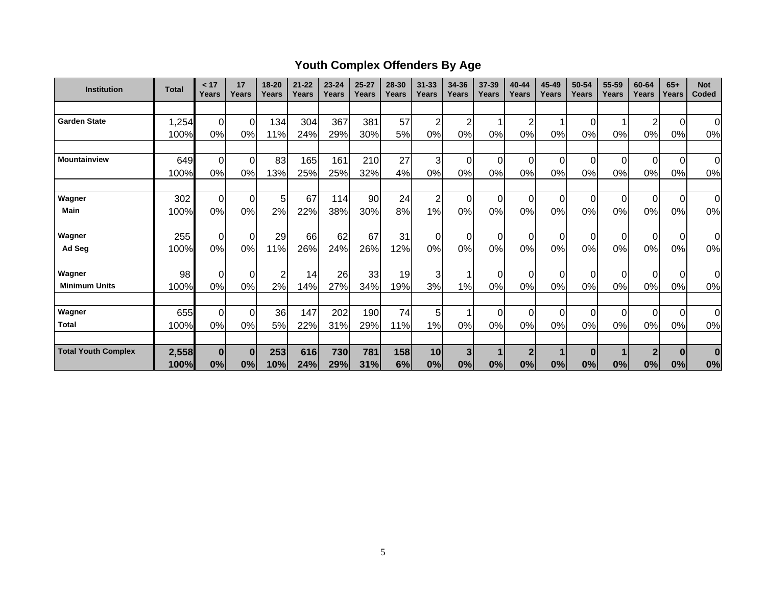# Youth Complex Offenders By Age

| Institution | Total | < 17 Years | 17 Years | 18-20 Years | 21-22 Years | 23-24 Years | 25-27 Years | 28-30 Years | 31-33 Years | 34-36 Years | 37-39 Years | 40-44 Years | 45-49 Years | 50-54 Years | 55-59 Years | 60-64 Years | 65+ Years | Not Coded |
|---|---|---|---|---|---|---|---|---|---|---|---|---|---|---|---|---|---|---|
| **Garden State** | 1,254 | 0 | 0 | 134 | 304 | 367 | 381 | 57 | 2 | 2 | 1 | 2 | 1 | 0 | 1 | 2 | 0 | 0 |
| | 100% | 0% | 0% | 11% | 24% | 29% | 30% | 5% | 0% | 0% | 0% | 0% | 0% | 0% | 0% | 0% | 0% | 0% |
| **Mountainview** | 649 | 0 | 0 | 83 | 165 | 161 | 210 | 27 | 3 | 0 | 0 | 0 | 0 | 0 | 0 | 0 | 0 | 0 |
| | 100% | 0% | 0% | 13% | 25% | 25% | 32% | 4% | 0% | 0% | 0% | 0% | 0% | 0% | 0% | 0% | 0% | 0% |
| **Wagner** | 302 | 0 | 0 | 5 | 67 | 114 | 90 | 24 | 2 | 0 | 0 | 0 | 0 | 0 | 0 | 0 | 0 | 0 |
| **Main** | 100% | 0% | 0% | 2% | 22% | 38% | 30% | 8% | 1% | 0% | 0% | 0% | 0% | 0% | 0% | 0% | 0% | 0% |
| **Wagner** | 255 | 0 | 0 | 29 | 66 | 62 | 67 | 31 | 0 | 0 | 0 | 0 | 0 | 0 | 0 | 0 | 0 | 0 |
| **Ad Seg** | 100% | 0% | 0% | 11% | 26% | 24% | 26% | 12% | 0% | 0% | 0% | 0% | 0% | 0% | 0% | 0% | 0% | 0% |
| **Wagner** | 98 | 0 | 0 | 2 | 14 | 26 | 33 | 19 | 3 | 1 | 0 | 0 | 0 | 0 | 0 | 0 | 0 | 0 |
| **Minimum Units** | 100% | 0% | 0% | 2% | 14% | 27% | 34% | 19% | 3% | 1% | 0% | 0% | 0% | 0% | 0% | 0% | 0% | 0% |
| **Wagner** | 655 | 0 | 0 | 36 | 147 | 202 | 190 | 74 | 5 | 1 | 0 | 0 | 0 | 0 | 0 | 0 | 0 | 0 |
| **Total** | 100% | 0% | 0% | 5% | 22% | 31% | 29% | 11% | 1% | 0% | 0% | 0% | 0% | 0% | 0% | 0% | 0% | 0% |
| **Total Youth Complex** | **2,558** | **0** | **0** | **253** | **616** | **730** | **781** | **158** | **10** | **3** | **1** | **2** | **1** | **0** | **1** | **2** | **0** | **0** |
| | **100%** | **0%** | **0%** | **10%** | **24%** | **29%** | **31%** | **6%** | **0%** | **0%** | **0%** | **0%** | **0%** | **0%** | **0%** | **0%** | **0%** | **0%** |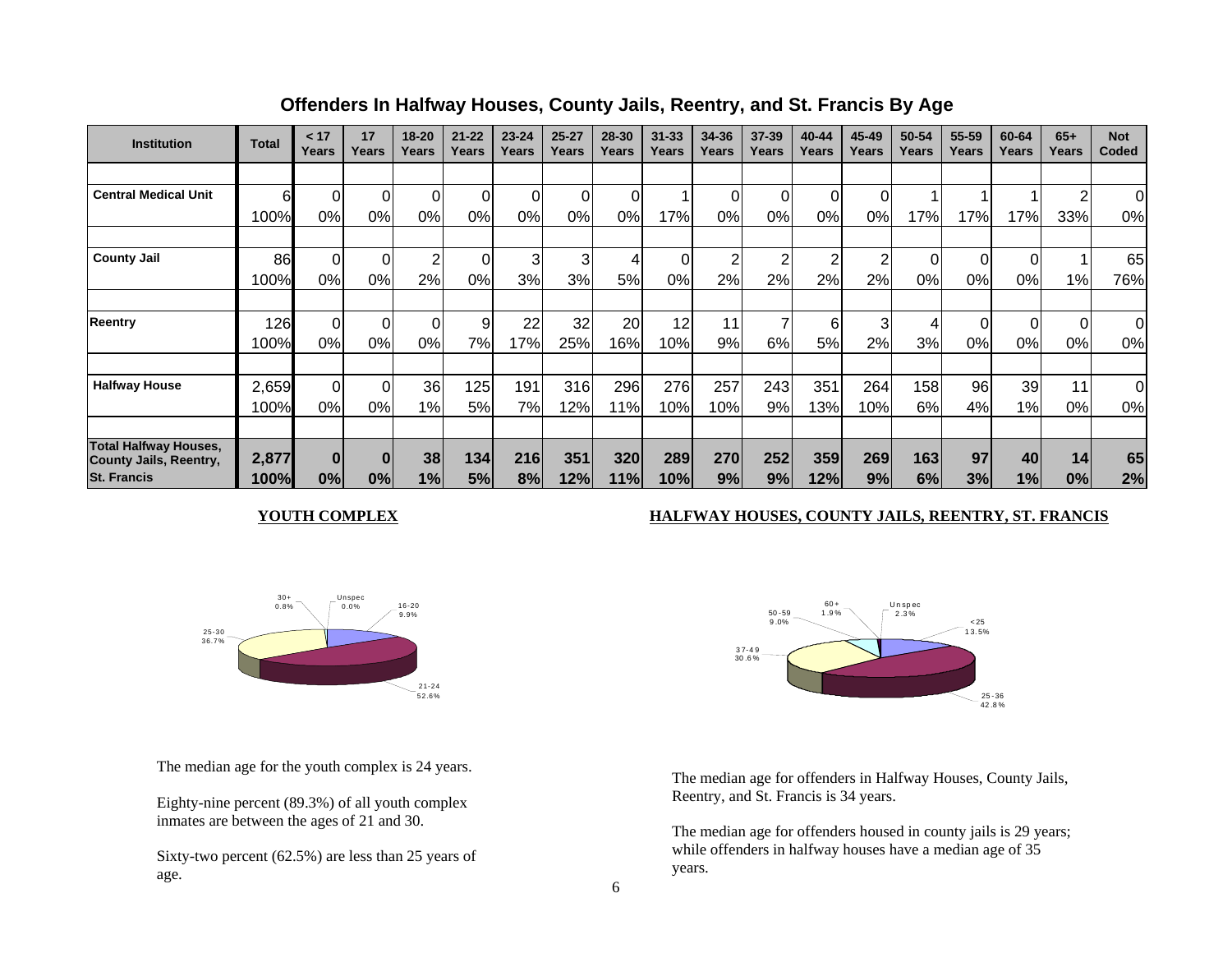## Offenders In Halfway Houses, County Jails, Reentry, and St. Francis By Age

| Institution | Total | < 17 Years | 17 Years | 18-20 Years | 21-22 Years | 23-24 Years | 25-27 Years | 28-30 Years | 31-33 Years | 34-36 Years | 37-39 Years | 40-44 Years | 45-49 Years | 50-54 Years | 55-59 Years | 60-64 Years | 65+ Years | Not Coded |
|---|---|---|---|---|---|---|---|---|---|---|---|---|---|---|---|---|---|---|
| **Central Medical Unit** | 6 | 0 | 0 | 0 | 0 | 0 | 0 | 0 | 1 | 0 | 0 | 0 | 0 | 1 | 1 | 1 | 2 | 0 |
| | 100% | 0% | 0% | 0% | 0% | 0% | 0% | 0% | 17% | 0% | 0% | 0% | 0% | 17% | 17% | 17% | 33% | 0% |
| **County Jail** | 86 | 0 | 0 | 2 | 0 | 3 | 3 | 4 | 0 | 2 | 2 | 2 | 2 | 0 | 0 | 0 | 1 | 65 |
| | 100% | 0% | 0% | 2% | 0% | 3% | 3% | 5% | 0% | 2% | 2% | 2% | 2% | 0% | 0% | 0% | 1% | 76% |
| **Reentry** | 126 | 0 | 0 | 0 | 9 | 22 | 32 | 20 | 12 | 11 | 7 | 6 | 3 | 4 | 0 | 0 | 0 | 0 |
| | 100% | 0% | 0% | 0% | 7% | 17% | 25% | 16% | 10% | 9% | 6% | 5% | 2% | 3% | 0% | 0% | 0% | 0% |
| **Halfway House** | 2,659 | 0 | 0 | 36 | 125 | 191 | 316 | 296 | 276 | 257 | 243 | 351 | 264 | 158 | 96 | 39 | 11 | 0 |
| | 100% | 0% | 0% | 1% | 5% | 7% | 12% | 11% | 10% | 10% | 9% | 13% | 10% | 6% | 4% | 1% | 0% | 0% |
| **Total Halfway Houses, County Jails, Reentry, St. Francis** | **2,877** | **0** | **0** | **38** | **134** | **216** | **351** | **320** | **289** | **270** | **252** | **359** | **269** | **163** | **97** | **40** | **14** | **65** |
| | **100%** | **0%** | **0%** | **1%** | **5%** | **8%** | **12%** | **11%** | **10%** | **9%** | **9%** | **12%** | **9%** | **6%** | **3%** | **1%** | **0%** | **2%** |

**YOUTH COMPLEX**

30+
0.8%
Unspec
0.0%
16-20
9.9%
25-30
36.7%
21-24
52.6%

The median age for the youth complex is 24 years.

Eighty-nine percent (89.3%) of all youth complex inmates are between the ages of 21 and 30.

Sixty-two percent (62.5%) are less than 25 years of age.

**HALFWAY HOUSES, COUNTY JAILS, REENTRY, ST. FRANCIS**

60+
1.9%
Unspec
2.3%
50-59
9.0%
<25
13.5%
37-49
30.6%
25-36
42.8%

The median age for offenders in Halfway Houses, County Jails, Reentry, and St. Francis is 34 years.

The median age for offenders housed in county jails is 29 years; while offenders in halfway houses have a median age of 35 years.